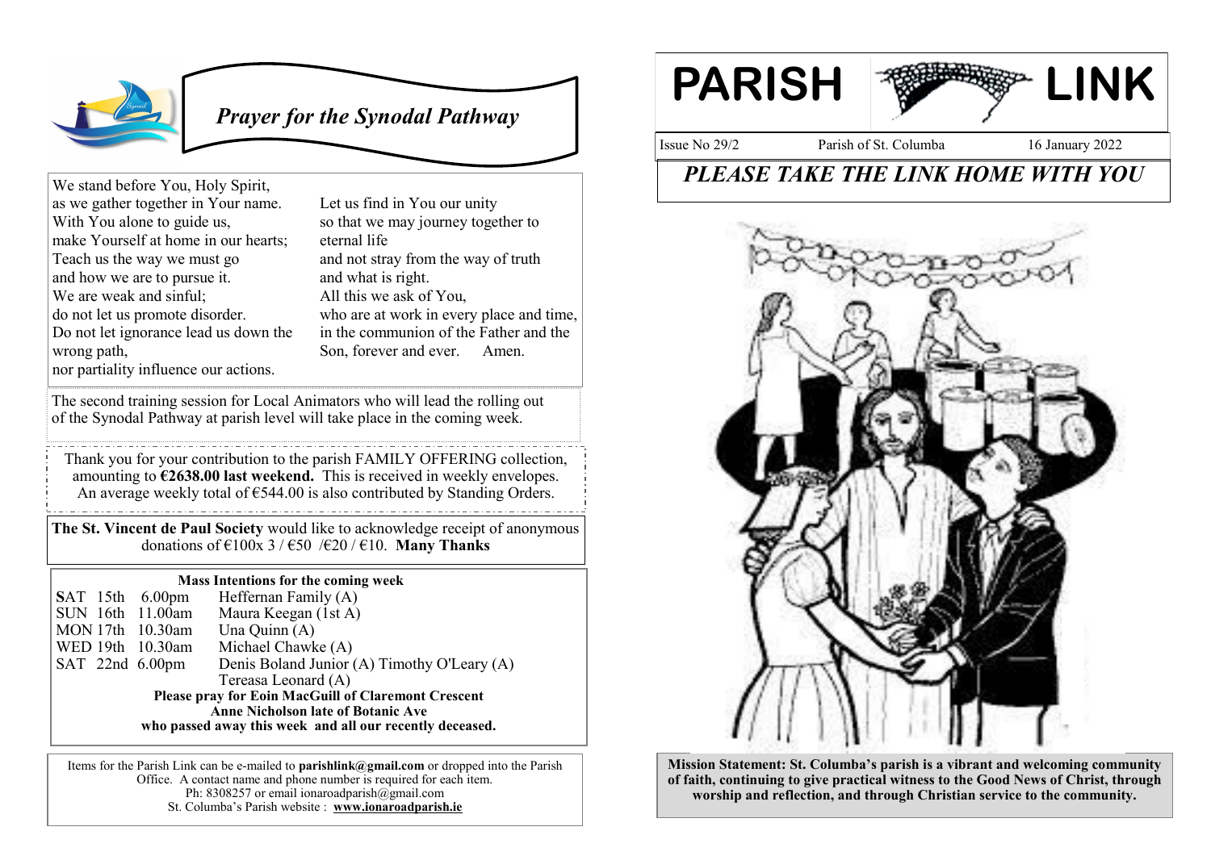# Prayer for the Synodal Pathway

We stand before You, Holy Spirit,
as we gather together in Your name.
With You alone to guide us,
make Yourself at home in our hearts;
Teach us the way we must go
and how we are to pursue it.
We are weak and sinful;
do not let us promote disorder.
Do not let ignorance lead us down the wrong path,
nor partiality influence our actions.

Let us find in You our unity
so that we may journey together to eternal life
and not stray from the way of truth
and what is right.
All this we ask of You,
who are at work in every place and time,
in the communion of the Father and the Son, forever and ever. Amen.

The second training session for Local Animators who will lead the rolling out of the Synodal Pathway at parish level will take place in the coming week.

Thank you for your contribution to the parish FAMILY OFFERING collection, amounting to **€2638.00 last weekend.** This is received in weekly envelopes. An average weekly total of €544.00 is also contributed by Standing Orders.

**The St. Vincent de Paul Society** would like to acknowledge receipt of anonymous donations of €100x 3 / €50 /€20 / €10. **Many Thanks**

**Mass Intentions for the coming week**

| Day | Time | Intention |
|---|---|---|
| SAT 15th | 6.00pm | Heffernan Family (A) |
| SUN 16th | 11.00am | Maura Keegan (1st A) |
| MON 17th | 10.30am | Una Quinn (A) |
| WED 19th | 10.30am | Michael Chawke (A) |
| SAT 22nd | 6.00pm | Denis Boland Junior (A) Timothy O'Leary (A) Tereasa Leonard (A) |

**Please pray for Eoin MacGuill of Claremont Crescent**
**Anne Nicholson late of Botanic Ave**
**who passed away this week and all our recently deceased.**

Items for the Parish Link can be e-mailed to **parishlink@gmail.com** or dropped into the Parish Office. A contact name and phone number is required for each item.
Ph: 8308257 or email ionaroadparish@gmail.com
St. Columba's Parish website : **www.ionaroadparish.ie**

# PARISH LINK

Issue No 29/2 | Parish of St. Columba | 16 January 2022

## *PLEASE TAKE THE LINK HOME WITH YOU*

**Mission Statement: St. Columba's parish is a vibrant and welcoming community of faith, continuing to give practical witness to the Good News of Christ, through worship and reflection, and through Christian service to the community.**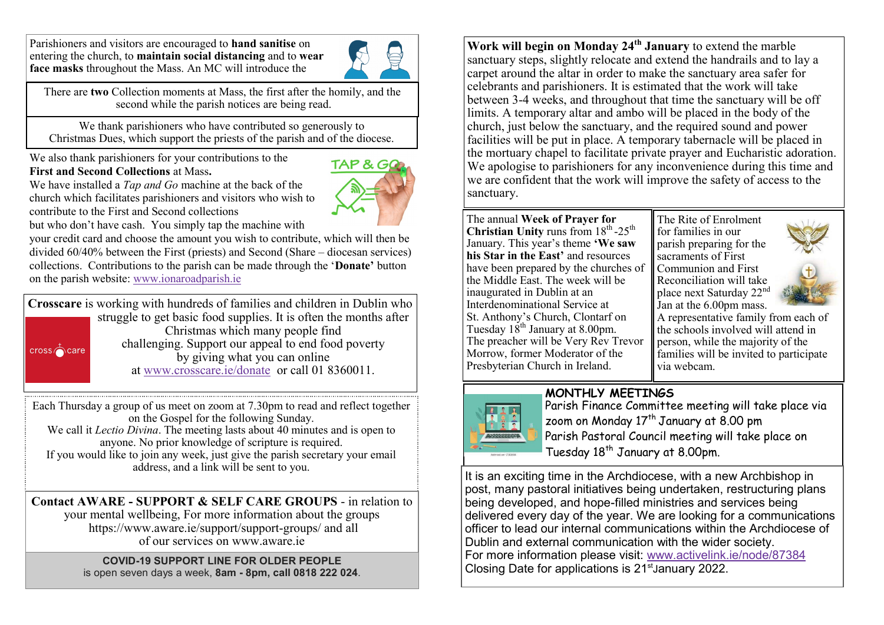Parishioners and visitors are encouraged to **hand sanitise** on entering the church, to **maintain social distancing** and to **wear face masks** throughout the Mass. An MC will introduce the

There are **two** Collection moments at Mass, the first after the homily, and the second while the parish notices are being read.

We thank parishioners who have contributed so generously to Christmas Dues, which support the priests of the parish and of the diocese.

We also thank parishioners for your contributions to the **First and Second Collections** at Mass.
We have installed a *Tap and Go* machine at the back of the church which facilitates parishioners and visitors who wish to contribute to the First and Second collections but who don't have cash. You simply tap the machine with your credit card and choose the amount you wish to contribute, which will then be divided 60/40% between the First (priests) and Second (Share – diocesan services) collections. Contributions to the parish can be made through the '**Donate**' button on the parish website: www.ionaroadparish.ie

**Crosscare** is working with hundreds of families and children in Dublin who struggle to get basic food supplies. It is often the months after Christmas which many people find challenging. Support our appeal to end food poverty by giving what you can online at www.crosscare.ie/donate or call 01 8360011.

Each Thursday a group of us meet on zoom at 7.30pm to read and reflect together on the Gospel for the following Sunday.
We call it *Lectio Divina*. The meeting lasts about 40 minutes and is open to anyone. No prior knowledge of scripture is required.
If you would like to join any week, just give the parish secretary your email address, and a link will be sent to you.

**Contact AWARE - SUPPORT & SELF CARE GROUPS** - in relation to your mental wellbeing, For more information about the groups https://www.aware.ie/support/support-groups/ and all of our services on www.aware.ie

**COVID-19 SUPPORT LINE FOR OLDER PEOPLE**
is open seven days a week, **8am - 8pm, call 0818 222 024**.

**Work will begin on Monday 24th January** to extend the marble sanctuary steps, slightly relocate and extend the handrails and to lay a carpet around the altar in order to make the sanctuary area safer for celebrants and parishioners. It is estimated that the work will take between 3-4 weeks, and throughout that time the sanctuary will be off limits. A temporary altar and ambo will be placed in the body of the church, just below the sanctuary, and the required sound and power facilities will be put in place. A temporary tabernacle will be placed in the mortuary chapel to facilitate private prayer and Eucharistic adoration. We apologise to parishioners for any inconvenience during this time and we are confident that the work will improve the safety of access to the sanctuary.

The annual **Week of Prayer for Christian Unity** runs from 18th-25th January. This year's theme **'We saw his Star in the East'** and resources have been prepared by the churches of the Middle East. The week will be inaugurated in Dublin at an Interdenominational Service at St. Anthony's Church, Clontarf on Tuesday 18th January at 8.00pm. The preacher will be Very Rev Trevor Morrow, former Moderator of the Presbyterian Church in Ireland.

The Rite of Enrolment for families in our parish preparing for the sacraments of First Communion and First Reconciliation will take place next Saturday 22nd Jan at the 6.00pm mass. A representative family from each of the schools involved will attend in person, while the majority of the families will be invited to participate via webcam.

**MONTHLY MEETINGS**
Parish Finance Committee meeting will take place via zoom on Monday 17th January at 8.00 pm
Parish Pastoral Council meeting will take place on Tuesday 18th January at 8.00pm.

It is an exciting time in the Archdiocese, with a new Archbishop in post, many pastoral initiatives being undertaken, restructuring plans being developed, and hope-filled ministries and services being delivered every day of the year. We are looking for a communications officer to lead our internal communications within the Archdiocese of Dublin and external communication with the wider society.
For more information please visit: www.activelink.ie/node/87384
Closing Date for applications is 21st January 2022.